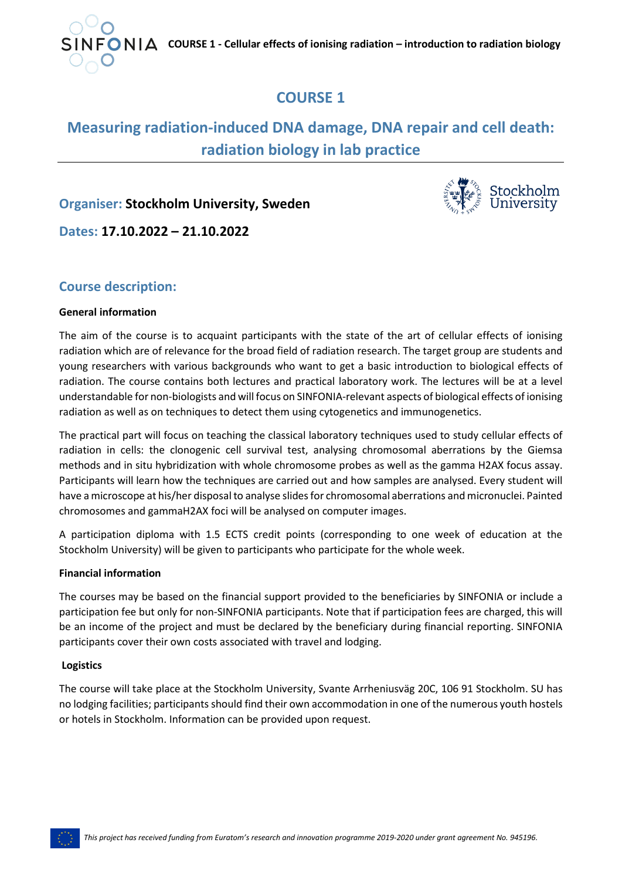# COURSE 1

# Measuring radiation-induced DNA damage, DNA repair and cell death: radiation biology in lab practice

**Organiser: Stockholm University, Sweden**

**Dates: 17.10.2022 – 21.10.2022**

## Course description:

**General information**

The aim of the course is to acquaint participants with the state of the art of cellular effects of ionising radiation which are of relevance for the broad field of radiation research. The target group are students and young researchers with various backgrounds who want to get a basic introduction to biological effects of radiation. The course contains both lectures and practical laboratory work. The lectures will be at a level understandable for non-biologists and will focus on SINFONIA-relevant aspects of biological effects of ionising radiation as well as on techniques to detect them using cytogenetics and immunogenetics.

The practical part will focus on teaching the classical laboratory techniques used to study cellular effects of radiation in cells: the clonogenic cell survival test, analysing chromosomal aberrations by the Giemsa methods and in situ hybridization with whole chromosome probes as well as the gamma H2AX focus assay. Participants will learn how the techniques are carried out and how samples are analysed. Every student will have a microscope at his/her disposal to analyse slides for chromosomal aberrations and micronuclei. Painted chromosomes and gammaH2AX foci will be analysed on computer images.

A participation diploma with 1.5 ECTS credit points (corresponding to one week of education at the Stockholm University) will be given to participants who participate for the whole week.

**Financial information**

The courses may be based on the financial support provided to the beneficiaries by SINFONIA or include a participation fee but only for non-SINFONIA participants. Note that if participation fees are charged, this will be an income of the project and must be declared by the beneficiary during financial reporting. SINFONIA participants cover their own costs associated with travel and lodging.

**Logistics**

The course will take place at the Stockholm University, Svante Arrheniusväg 20C, 106 91 Stockholm. SU has no lodging facilities; participants should find their own accommodation in one of the numerous youth hostels or hotels in Stockholm. Information can be provided upon request.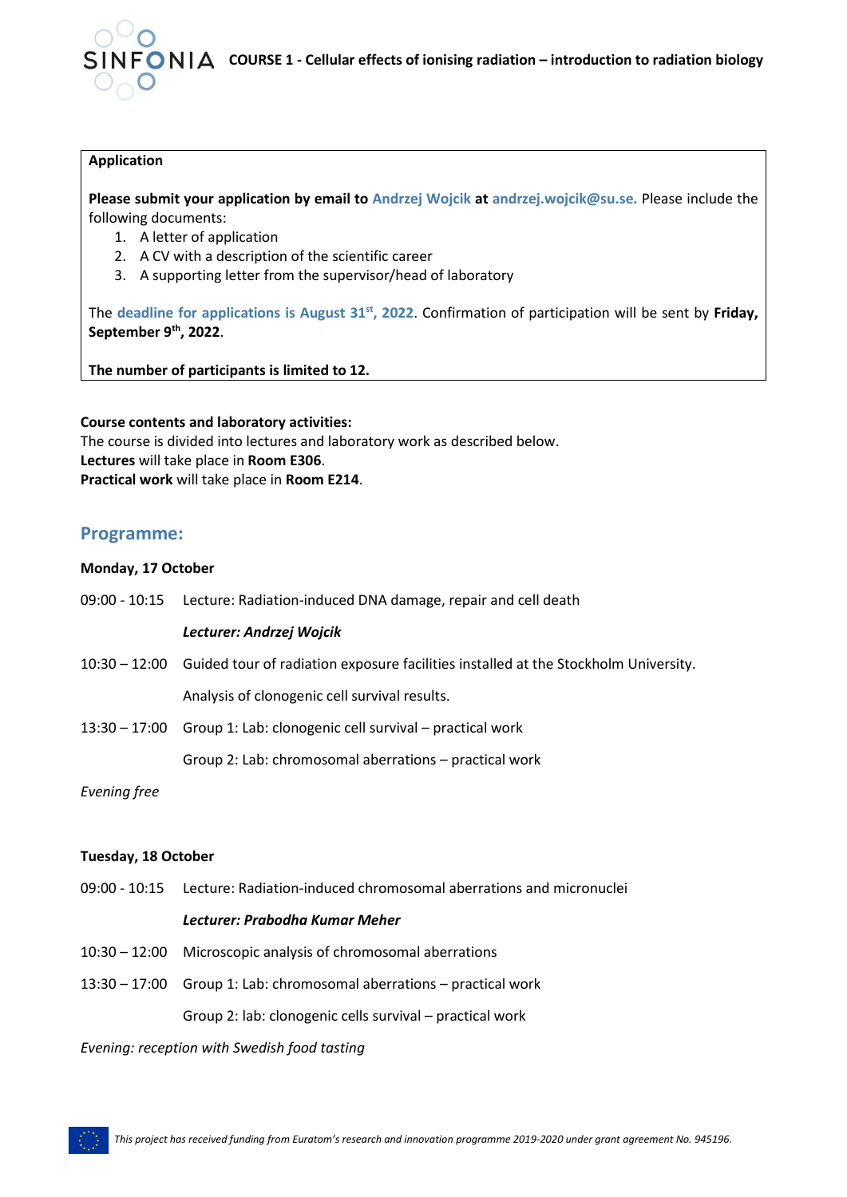**Application**

**Please submit your application by email to** Andrzej Wojcik **at** andrzej.wojcik@su.se. Please include the following documents:

1. A letter of application
2. A CV with a description of the scientific career
3. A supporting letter from the supervisor/head of laboratory

The **deadline for applications is August 31st, 2022**. Confirmation of participation will be sent by **Friday, September 9th, 2022**.

**The number of participants is limited to 12.**

**Course contents and laboratory activities:**
The course is divided into lectures and laboratory work as described below.
**Lectures** will take place in **Room E306**.
**Practical work** will take place in **Room E214**.

## Programme:

**Monday, 17 October**

09:00 - 10:15 Lecture: Radiation-induced DNA damage, repair and cell death

***Lecturer: Andrzej Wojcik***

10:30 – 12:00 Guided tour of radiation exposure facilities installed at the Stockholm University.

Analysis of clonogenic cell survival results.

13:30 – 17:00 Group 1: Lab: clonogenic cell survival – practical work

Group 2: Lab: chromosomal aberrations – practical work

*Evening free*

**Tuesday, 18 October**

09:00 - 10:15 Lecture: Radiation-induced chromosomal aberrations and micronuclei

***Lecturer: Prabodha Kumar Meher***

10:30 – 12:00 Microscopic analysis of chromosomal aberrations

13:30 – 17:00 Group 1: Lab: chromosomal aberrations – practical work

Group 2: lab: clonogenic cells survival – practical work

*Evening: reception with Swedish food tasting*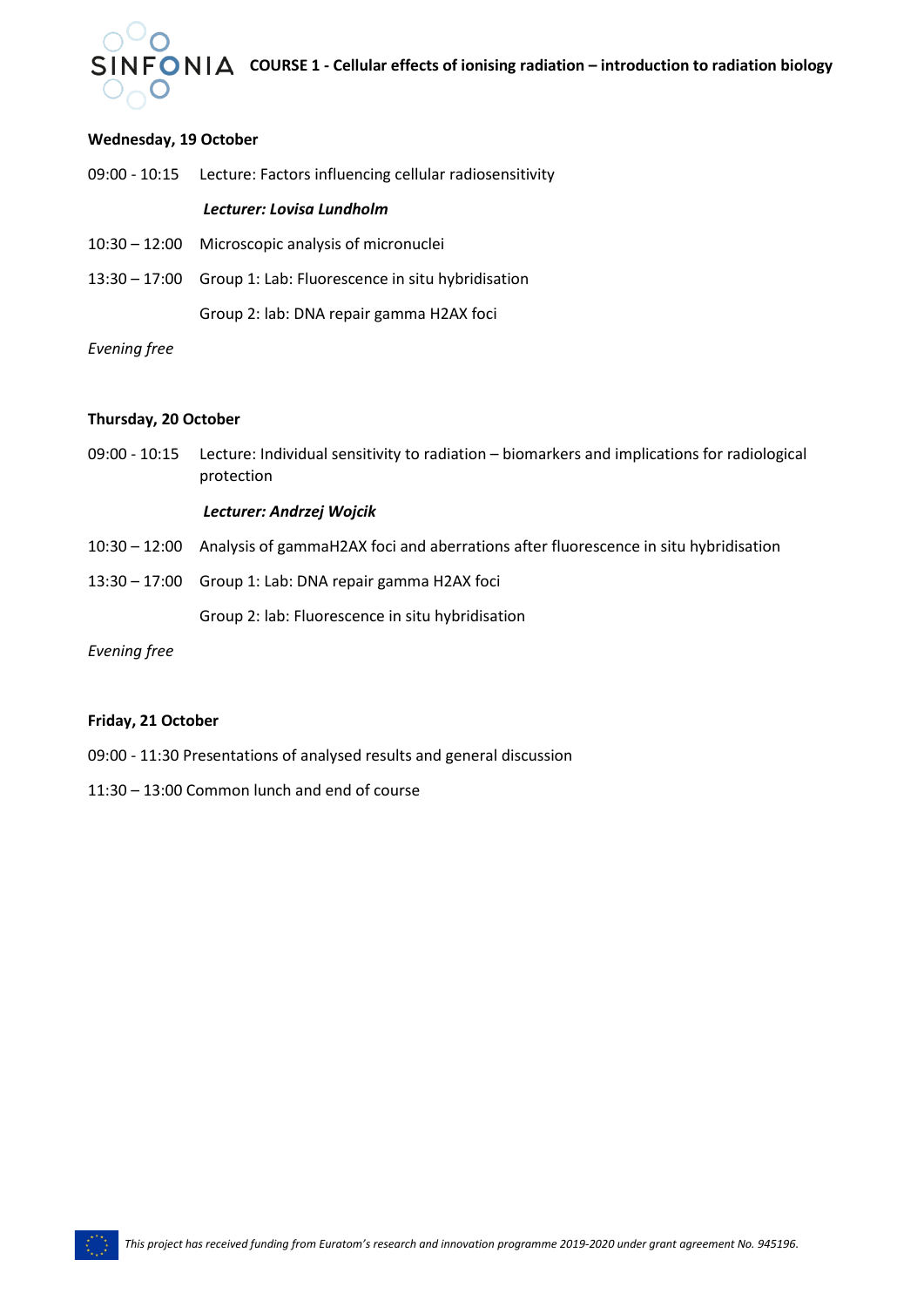**COURSE 1 - Cellular effects of ionising radiation – introduction to radiation biology**

**Wednesday, 19 October**

09:00 - 10:15 Lecture: Factors influencing cellular radiosensitivity

***Lecturer: Lovisa Lundholm***

10:30 – 12:00 Microscopic analysis of micronuclei

13:30 – 17:00 Group 1: Lab: Fluorescence in situ hybridisation

Group 2: lab: DNA repair gamma H2AX foci

*Evening free*

**Thursday, 20 October**

09:00 - 10:15 Lecture: Individual sensitivity to radiation – biomarkers and implications for radiological protection

***Lecturer: Andrzej Wojcik***

10:30 – 12:00 Analysis of gammaH2AX foci and aberrations after fluorescence in situ hybridisation

13:30 – 17:00 Group 1: Lab: DNA repair gamma H2AX foci

Group 2: lab: Fluorescence in situ hybridisation

*Evening free*

**Friday, 21 October**

09:00 - 11:30 Presentations of analysed results and general discussion

11:30 – 13:00 Common lunch and end of course

*This project has received funding from Euratom's research and innovation programme 2019-2020 under grant agreement No. 945196.*